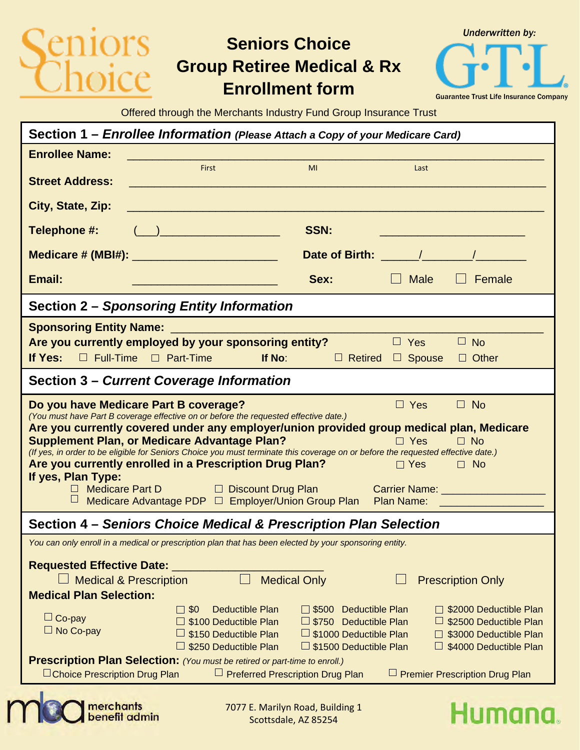Seniors Choice

# Seniors Choice Group Retiree Medical & Rx Enrollment form

*Underwritten by:* GTL Guarantee Trust Life Insurance Company

Offered through the Merchants Industry Fund Group Insurance Trust

## Section 1 – *Enrollee Information* *(Please Attach a Copy of your Medicare Card)*

**Enrollee Name:** ______________________________________________
First MI Last

**Street Address:** ______________________________________________

**City, State, Zip:** ______________________________________________

**Telephone #:** (___)__________________ **SSN:** ______________________

**Medicare # (MBI#):** ______________________ **Date of Birth:** ______/________/________

**Email:** ______________________ **Sex:** ☐ Male ☐ Female

## Section 2 – *Sponsoring Entity Information*

**Sponsoring Entity Name:** ______________________________________________

**Are you currently employed by your sponsoring entity?** ☐ Yes ☐ No

**If Yes:** ☐ Full-Time ☐ Part-Time **If No:** ☐ Retired ☐ Spouse ☐ Other

## Section 3 – *Current Coverage Information*

**Do you have Medicare Part B coverage?** ☐ Yes ☐ No
*(You must have Part B coverage effective on or before the requested effective date.)*

**Are you currently covered under any employer/union provided group medical plan, Medicare Supplement Plan, or Medicare Advantage Plan?** ☐ Yes ☐ No
*(If yes, in order to be eligible for Seniors Choice you must terminate this coverage on or before the requested effective date.)*

**Are you currently enrolled in a Prescription Drug Plan?** ☐ Yes ☐ No

**If yes, Plan Type:**

☐ Medicare Part D ☐ Discount Drug Plan Carrier Name: ________________

☐ Medicare Advantage PDP ☐ Employer/Union Group Plan Plan Name: ________________

## Section 4 – *Seniors Choice Medical & Prescription Plan Selection*

*You can only enroll in a medical or prescription plan that has been elected by your sponsoring entity.*

**Requested Effective Date:** ______________________

☐ Medical & Prescription ☐ Medical Only ☐ Prescription Only

**Medical Plan Selection:**

☐ Co-pay
☐ No Co-pay

☐ $0 Deductible Plan ☐ $500 Deductible Plan ☐ $2000 Deductible Plan
☐ $100 Deductible Plan ☐ $750 Deductible Plan ☐ $2500 Deductible Plan
☐ $150 Deductible Plan ☐ $1000 Deductible Plan ☐ $3000 Deductible Plan
☐ $250 Deductible Plan ☐ $1500 Deductible Plan ☐ $4000 Deductible Plan

**Prescription Plan Selection:** *(You must be retired or part-time to enroll.)*

☐ Choice Prescription Drug Plan ☐ Preferred Prescription Drug Plan ☐ Premier Prescription Drug Plan

merchants benefit admin

7077 E. Marilyn Road, Building 1
Scottsdale, AZ 85254

Humana.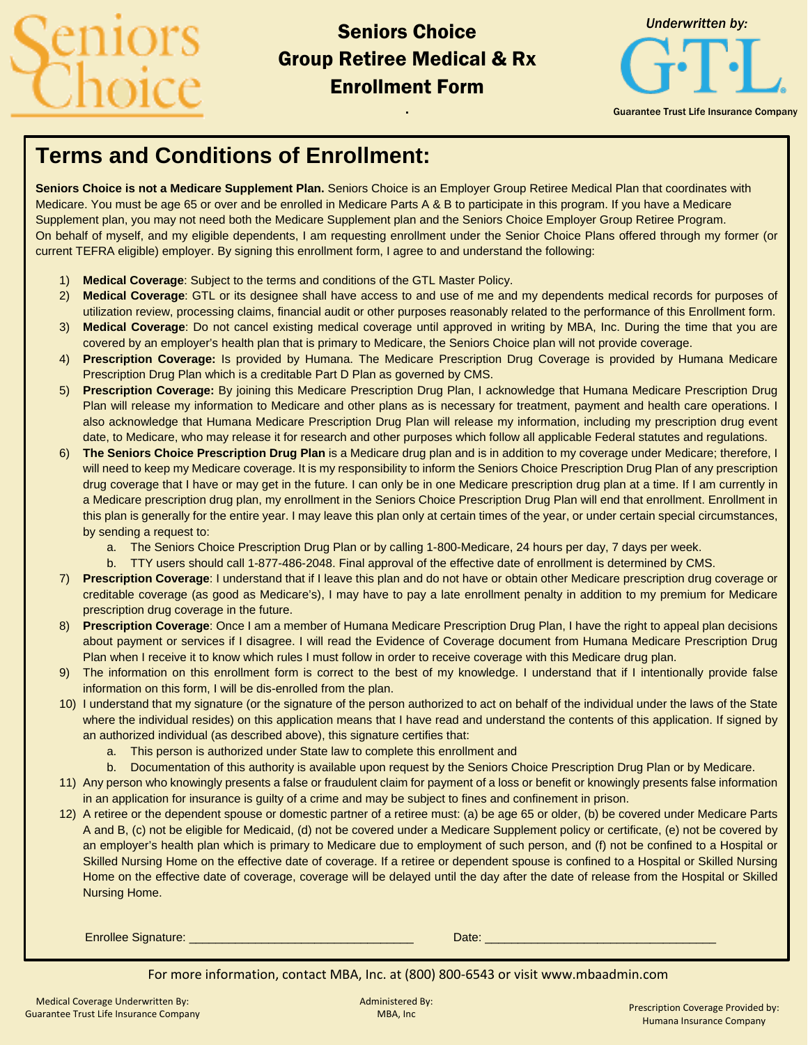Seniors Choice

# Seniors Choice Group Retiree Medical & Rx Enrollment Form

*Underwritten by:*

G·T·L

Guarantee Trust Life Insurance Company

## Terms and Conditions of Enrollment:

**Seniors Choice is not a Medicare Supplement Plan.** Seniors Choice is an Employer Group Retiree Medical Plan that coordinates with Medicare. You must be age 65 or over and be enrolled in Medicare Parts A & B to participate in this program. If you have a Medicare Supplement plan, you may not need both the Medicare Supplement plan and the Seniors Choice Employer Group Retiree Program.
On behalf of myself, and my eligible dependents, I am requesting enrollment under the Senior Choice Plans offered through my former (or current TEFRA eligible) employer. By signing this enrollment form, I agree to and understand the following:

1) **Medical Coverage**: Subject to the terms and conditions of the GTL Master Policy.
2) **Medical Coverage**: GTL or its designee shall have access to and use of me and my dependents medical records for purposes of utilization review, processing claims, financial audit or other purposes reasonably related to the performance of this Enrollment form.
3) **Medical Coverage**: Do not cancel existing medical coverage until approved in writing by MBA, Inc. During the time that you are covered by an employer's health plan that is primary to Medicare, the Seniors Choice plan will not provide coverage.
4) **Prescription Coverage:** Is provided by Humana. The Medicare Prescription Drug Coverage is provided by Humana Medicare Prescription Drug Plan which is a creditable Part D Plan as governed by CMS.
5) **Prescription Coverage:** By joining this Medicare Prescription Drug Plan, I acknowledge that Humana Medicare Prescription Drug Plan will release my information to Medicare and other plans as is necessary for treatment, payment and health care operations. I also acknowledge that Humana Medicare Prescription Drug Plan will release my information, including my prescription drug event date, to Medicare, who may release it for research and other purposes which follow all applicable Federal statutes and regulations.
6) **The Seniors Choice Prescription Drug Plan** is a Medicare drug plan and is in addition to my coverage under Medicare; therefore, I will need to keep my Medicare coverage. It is my responsibility to inform the Seniors Choice Prescription Drug Plan of any prescription drug coverage that I have or may get in the future. I can only be in one Medicare prescription drug plan at a time. If I am currently in a Medicare prescription drug plan, my enrollment in the Seniors Choice Prescription Drug Plan will end that enrollment. Enrollment in this plan is generally for the entire year. I may leave this plan only at certain times of the year, or under certain special circumstances, by sending a request to:
   a. The Seniors Choice Prescription Drug Plan or by calling 1-800-Medicare, 24 hours per day, 7 days per week.
   b. TTY users should call 1-877-486-2048. Final approval of the effective date of enrollment is determined by CMS.
7) **Prescription Coverage**: I understand that if I leave this plan and do not have or obtain other Medicare prescription drug coverage or creditable coverage (as good as Medicare's), I may have to pay a late enrollment penalty in addition to my premium for Medicare prescription drug coverage in the future.
8) **Prescription Coverage**: Once I am a member of Humana Medicare Prescription Drug Plan, I have the right to appeal plan decisions about payment or services if I disagree. I will read the Evidence of Coverage document from Humana Medicare Prescription Drug Plan when I receive it to know which rules I must follow in order to receive coverage with this Medicare drug plan.
9) The information on this enrollment form is correct to the best of my knowledge. I understand that if I intentionally provide false information on this form, I will be dis-enrolled from the plan.
10) I understand that my signature (or the signature of the person authorized to act on behalf of the individual under the laws of the State where the individual resides) on this application means that I have read and understand the contents of this application. If signed by an authorized individual (as described above), this signature certifies that:
    a. This person is authorized under State law to complete this enrollment and
    b. Documentation of this authority is available upon request by the Seniors Choice Prescription Drug Plan or by Medicare.
11) Any person who knowingly presents a false or fraudulent claim for payment of a loss or benefit or knowingly presents false information in an application for insurance is guilty of a crime and may be subject to fines and confinement in prison.
12) A retiree or the dependent spouse or domestic partner of a retiree must: (a) be age 65 or older, (b) be covered under Medicare Parts A and B, (c) not be eligible for Medicaid, (d) not be covered under a Medicare Supplement policy or certificate, (e) not be covered by an employer's health plan which is primary to Medicare due to employment of such person, and (f) not be confined to a Hospital or Skilled Nursing Home on the effective date of coverage. If a retiree or dependent spouse is confined to a Hospital or Skilled Nursing Home on the effective date of coverage, coverage will be delayed until the day after the date of release from the Hospital or Skilled Nursing Home.

Enrollee Signature: ________________________________ Date: ________________________________

For more information, contact MBA, Inc. at (800) 800-6543 or visit www.mbaadmin.com

Medical Coverage Underwritten By:
Guarantee Trust Life Insurance Company

Administered By:
MBA, Inc

Prescription Coverage Provided by:
Humana Insurance Company